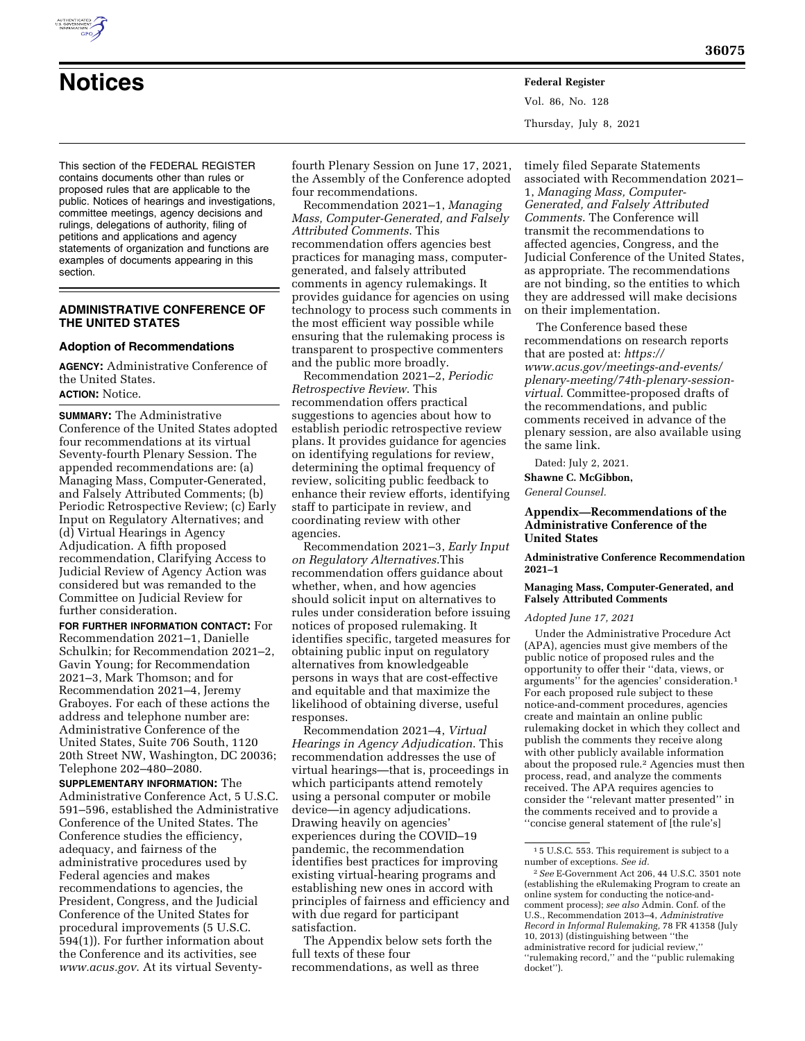# Notices

This section of the FEDERAL REGISTER contains documents other than rules or proposed rules that are applicable to the public. Notices of hearings and investigations, committee meetings, agency decisions and rulings, delegations of authority, filing of petitions and applications and agency statements of organization and functions are examples of documents appearing in this section.

## ADMINISTRATIVE CONFERENCE OF THE UNITED STATES

### Adoption of Recommendations

**AGENCY:** Administrative Conference of the United States.

**ACTION:** Notice.

**SUMMARY:** The Administrative Conference of the United States adopted four recommendations at its virtual Seventy-fourth Plenary Session. The appended recommendations are: (a) Managing Mass, Computer-Generated, and Falsely Attributed Comments; (b) Periodic Retrospective Review; (c) Early Input on Regulatory Alternatives; and (d) Virtual Hearings in Agency Adjudication. A fifth proposed recommendation, Clarifying Access to Judicial Review of Agency Action was considered but was remanded to the Committee on Judicial Review for further consideration.

**FOR FURTHER INFORMATION CONTACT:** For Recommendation 2021–1, Danielle Schulkin; for Recommendation 2021–2, Gavin Young; for Recommendation 2021–3, Mark Thomson; and for Recommendation 2021–4, Jeremy Graboyes. For each of these actions the address and telephone number are: Administrative Conference of the United States, Suite 706 South, 1120 20th Street NW, Washington, DC 20036; Telephone 202–480–2080.

**SUPPLEMENTARY INFORMATION:** The Administrative Conference Act, 5 U.S.C. 591–596, established the Administrative Conference of the United States. The Conference studies the efficiency, adequacy, and fairness of the administrative procedures used by Federal agencies and makes recommendations to agencies, the President, Congress, and the Judicial Conference of the United States for procedural improvements (5 U.S.C. 594(1)). For further information about the Conference and its activities, see *www.acus.gov*. At its virtual Seventy-fourth Plenary Session on June 17, 2021, the Assembly of the Conference adopted four recommendations.

Recommendation 2021–1, *Managing Mass, Computer-Generated, and Falsely Attributed Comments*. This recommendation offers agencies best practices for managing mass, computer-generated, and falsely attributed comments in agency rulemakings. It provides guidance for agencies on using technology to process such comments in the most efficient way possible while ensuring that the rulemaking process is transparent to prospective commenters and the public more broadly.

Recommendation 2021–2, *Periodic Retrospective Review*. This recommendation offers practical suggestions to agencies about how to establish periodic retrospective review plans. It provides guidance for agencies on identifying regulations for review, determining the optimal frequency of review, soliciting public feedback to enhance their review efforts, identifying staff to participate in review, and coordinating review with other agencies.

Recommendation 2021–3, *Early Input on Regulatory Alternatives*.This recommendation offers guidance about whether, when, and how agencies should solicit input on alternatives to rules under consideration before issuing notices of proposed rulemaking. It identifies specific, targeted measures for obtaining public input on regulatory alternatives from knowledgeable persons in ways that are cost-effective and equitable and that maximize the likelihood of obtaining diverse, useful responses.

Recommendation 2021–4, *Virtual Hearings in Agency Adjudication*. This recommendation addresses the use of virtual hearings—that is, proceedings in which participants attend remotely using a personal computer or mobile device—in agency adjudications. Drawing heavily on agencies' experiences during the COVID–19 pandemic, the recommendation identifies best practices for improving existing virtual-hearing programs and establishing new ones in accord with principles of fairness and efficiency and with due regard for participant satisfaction.

The Appendix below sets forth the full texts of these four recommendations, as well as three timely filed Separate Statements associated with Recommendation 2021–1, *Managing Mass, Computer-Generated, and Falsely Attributed Comments*. The Conference will transmit the recommendations to affected agencies, Congress, and the Judicial Conference of the United States, as appropriate. The recommendations are not binding, so the entities to which they are addressed will make decisions on their implementation.

The Conference based these recommendations on research reports that are posted at: *https://www.acus.gov/meetings-and-events/plenary-meeting/74th-plenary-session-virtual*. Committee-proposed drafts of the recommendations, and public comments received in advance of the plenary session, are also available using the same link.

Dated: July 2, 2021.

**Shawne C. McGibbon,**

*General Counsel.*

### Appendix—Recommendations of the Administrative Conference of the United States

#### Administrative Conference Recommendation 2021–1

#### Managing Mass, Computer-Generated, and Falsely Attributed Comments

*Adopted June 17, 2021*

Under the Administrative Procedure Act (APA), agencies must give members of the public notice of proposed rules and the opportunity to offer their ''data, views, or arguments'' for the agencies' consideration.[1] For each proposed rule subject to these notice-and-comment procedures, agencies create and maintain an online public rulemaking docket in which they collect and publish the comments they receive along with other publicly available information about the proposed rule.[2] Agencies must then process, read, and analyze the comments received. The APA requires agencies to consider the ''relevant matter presented'' in the comments received and to provide a ''concise general statement of [the rule's]

---

[1] 5 U.S.C. 553. This requirement is subject to a number of exceptions. *See id.*

[2] *See* E-Government Act 206, 44 U.S.C. 3501 note (establishing the eRulemaking Program to create an online system for conducting the notice-and-comment process); *see also* Admin. Conf. of the U.S., Recommendation 2013–4, *Administrative Record in Informal Rulemaking,* 78 FR 41358 (July 10, 2013) (distinguishing between ''the administrative record for judicial review,'' ''rulemaking record,'' and the ''public rulemaking docket'').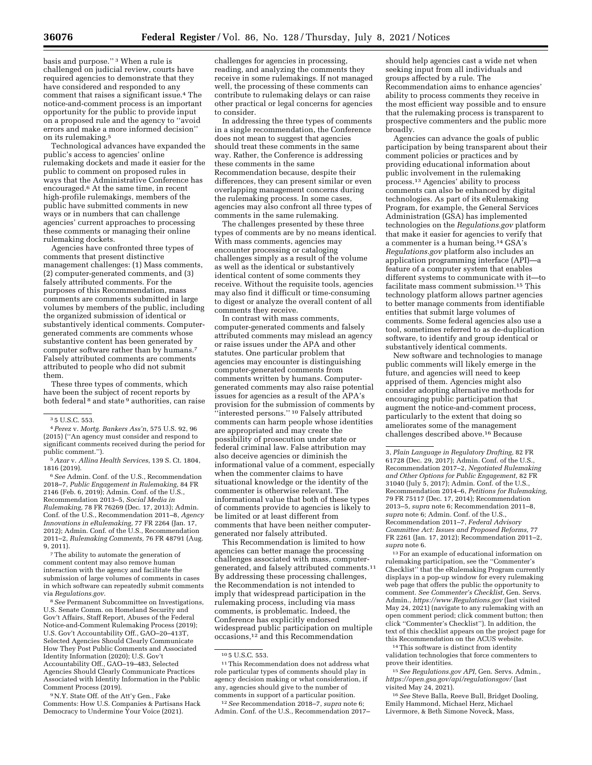basis and purpose.'' [3] When a rule is challenged on judicial review, courts have required agencies to demonstrate that they have considered and responded to any comment that raises a significant issue.[4] The notice-and-comment process is an important opportunity for the public to provide input on a proposed rule and the agency to ''avoid errors and make a more informed decision'' on its rulemaking.[5]

Technological advances have expanded the public's access to agencies' online rulemaking dockets and made it easier for the public to comment on proposed rules in ways that the Administrative Conference has encouraged.[6] At the same time, in recent high-profile rulemakings, members of the public have submitted comments in new ways or in numbers that can challenge agencies' current approaches to processing these comments or managing their online rulemaking dockets.

Agencies have confronted three types of comments that present distinctive management challenges: (1) Mass comments, (2) computer-generated comments, and (3) falsely attributed comments. For the purposes of this Recommendation, mass comments are comments submitted in large volumes by members of the public, including the organized submission of identical or substantively identical comments. Computer-generated comments are comments whose substantive content has been generated by computer software rather than by humans.[7] Falsely attributed comments are comments attributed to people who did not submit them.

These three types of comments, which have been the subject of recent reports by both federal [8] and state [9] authorities, can raise challenges for agencies in processing, reading, and analyzing the comments they receive in some rulemakings. If not managed well, the processing of these comments can contribute to rulemaking delays or can raise other practical or legal concerns for agencies to consider.

In addressing the three types of comments in a single recommendation, the Conference does not mean to suggest that agencies should treat these comments in the same way. Rather, the Conference is addressing these comments in the same Recommendation because, despite their differences, they can present similar or even overlapping management concerns during the rulemaking process. In some cases, agencies may also confront all three types of comments in the same rulemaking.

The challenges presented by these three types of comments are by no means identical. With mass comments, agencies may encounter processing or cataloging challenges simply as a result of the volume as well as the identical or substantively identical content of some comments they receive. Without the requisite tools, agencies may also find it difficult or time-consuming to digest or analyze the overall content of all comments they receive.

In contrast with mass comments, computer-generated comments and falsely attributed comments may mislead an agency or raise issues under the APA and other statutes. One particular problem that agencies may encounter is distinguishing computer-generated comments from comments written by humans. Computer-generated comments may also raise potential issues for agencies as a result of the APA's provision for the submission of comments by ''interested persons.'' [10] Falsely attributed comments can harm people whose identities are appropriated and may create the possibility of prosecution under state or federal criminal law. False attribution may also deceive agencies or diminish the informational value of a comment, especially when the commenter claims to have situational knowledge or the identity of the commenter is otherwise relevant. The informational value that both of these types of comments provide to agencies is likely to be limited or at least different from comments that have been neither computer-generated nor falsely attributed.

This Recommendation is limited to how agencies can better manage the processing challenges associated with mass, computer-generated, and falsely attributed comments.[11] By addressing these processing challenges, the Recommendation is not intended to imply that widespread participation in the rulemaking process, including via mass comments, is problematic. Indeed, the Conference has explicitly endorsed widespread public participation on multiple occasions,[12] and this Recommendation should help agencies cast a wide net when seeking input from all individuals and groups affected by a rule. The Recommendation aims to enhance agencies' ability to process comments they receive in the most efficient way possible and to ensure that the rulemaking process is transparent to prospective commenters and the public more broadly.

Agencies can advance the goals of public participation by being transparent about their comment policies or practices and by providing educational information about public involvement in the rulemaking process.[13] Agencies' ability to process comments can also be enhanced by digital technologies. As part of its eRulemaking Program, for example, the General Services Administration (GSA) has implemented technologies on the *Regulations.gov* platform that make it easier for agencies to verify that a commenter is a human being.[14] GSA's *Regulations.gov* platform also includes an application programming interface (API)—a feature of a computer system that enables different systems to communicate with it—to facilitate mass comment submission.[15] This technology platform allows partner agencies to better manage comments from identifiable entities that submit large volumes of comments. Some federal agencies also use a tool, sometimes referred to as de-duplication software, to identify and group identical or substantively identical comments.

New software and technologies to manage public comments will likely emerge in the future, and agencies will need to keep apprised of them. Agencies might also consider adopting alternative methods for encouraging public participation that augment the notice-and-comment process, particularly to the extent that doing so ameliorates some of the management challenges described above.[16] Because

---

[3] 5 U.S.C. 553.

[4] *Perez* v. *Mortg. Bankers Ass'n*, 575 U.S. 92, 96 (2015) (''An agency must consider and respond to significant comments received during the period for public comment.'').

[5] *Azar* v. *Allina Health Services*, 139 S. Ct. 1804, 1816 (2019).

[6] *See* Admin. Conf. of the U.S., Recommendation 2018–7, *Public Engagement in Rulemaking,* 84 FR 2146 (Feb. 6, 2019); Admin. Conf. of the U.S., Recommendation 2013–5, *Social Media in Rulemaking,* 78 FR 76269 (Dec. 17, 2013); Admin. Conf. of the U.S., Recommendation 2011–8, *Agency Innovations in eRulemaking,* 77 FR 2264 (Jan. 17, 2012); Admin. Conf. of the U.S., Recommendation 2011–2, *Rulemaking Comments,* 76 FR 48791 (Aug. 9, 2011).

[7] The ability to automate the generation of comment content may also remove human interaction with the agency and facilitate the submission of large volumes of comments in cases in which software can repeatedly submit comments via *Regulations.gov.*

[8] *See* Permanent Subcommittee on Investigations, U.S. Senate Comm. on Homeland Security and Gov't Affairs, Staff Report, Abuses of the Federal Notice-and-Comment Rulemaking Process (2019); U.S. Gov't Accountability Off., GAO–20–413T, Selected Agencies Should Clearly Communicate How They Post Public Comments and Associated Identity Information (2020); U.S. Gov't Accountability Off., GAO–19–483, Selected Agencies Should Clearly Communicate Practices Associated with Identity Information in the Public Comment Process (2019).

[9] N.Y. State Off. of the Att'y Gen., Fake Comments: How U.S. Companies & Partisans Hack Democracy to Undermine Your Voice (2021).

[10] 5 U.S.C. 553.

[11] This Recommendation does not address what role particular types of comments should play in agency decision making or what consideration, if any, agencies should give to the number of comments in support of a particular position.

[12] *See* Recommendation 2018–7, *supra* note 6; Admin. Conf. of the U.S., Recommendation 2017–3, *Plain Language in Regulatory Drafting,* 82 FR 61728 (Dec. 29, 2017); Admin. Conf. of the U.S., Recommendation 2017–2, *Negotiated Rulemaking and Other Options for Public Engagement,* 82 FR 31040 (July 5, 2017); Admin. Conf. of the U.S., Recommendation 2014–6, *Petitions for Rulemaking,* 79 FR 75117 (Dec. 17, 2014); Recommendation 2013–5, *supra* note 6; Recommendation 2011–8, *supra* note 6; Admin. Conf. of the U.S., Recommendation 2011–7, *Federal Advisory Committee Act: Issues and Proposed Reforms,* 77 FR 2261 (Jan. 17, 2012); Recommendation 2011–2, *supra* note 6.

[13] For an example of educational information on rulemaking participation, see the ''Commenter's Checklist'' that the eRulemaking Program currently displays in a pop-up window for every rulemaking web page that offers the public the opportunity to comment. *See Commenter's Checklist,* Gen. Servs. Admin., *https://www.Regulations.gov* (last visited May 24, 2021) (navigate to any rulemaking with an open comment period; click comment button; then click ''Commenter's Checklist''). In addition, the text of this checklist appears on the project page for this Recommendation on the ACUS website.

[14] This software is distinct from identity validation technologies that force commenters to prove their identities.

[15] *See Regulations.gov API,* Gen. Servs. Admin., *https://open.gsa.gov/api/regulationsgov/* (last visited May 24, 2021).

[16] *See* Steve Balla, Reeve Bull, Bridget Dooling, Emily Hammond, Michael Herz, Michael Livermore, & Beth Simone Noveck, Mass,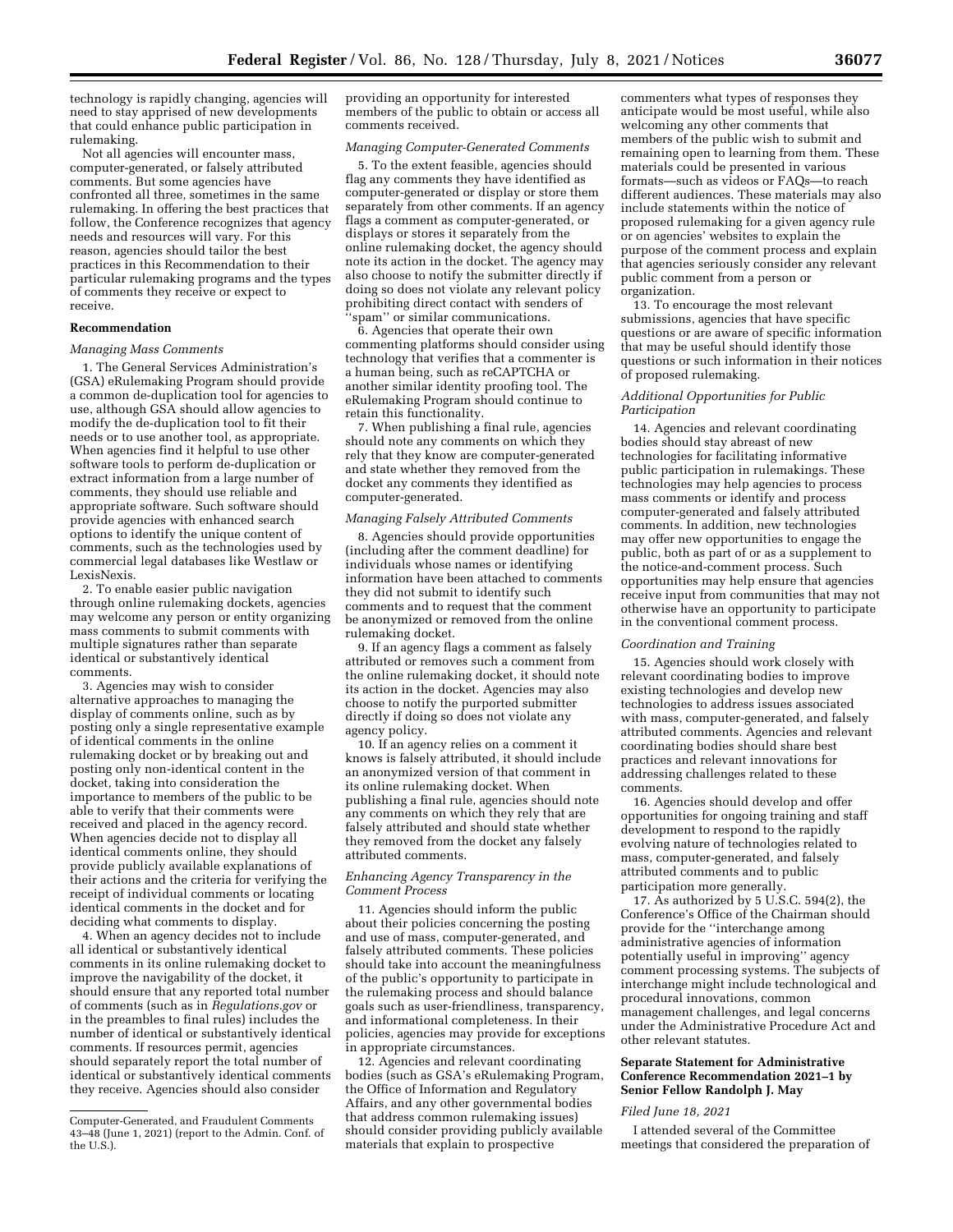technology is rapidly changing, agencies will need to stay apprised of new developments that could enhance public participation in rulemaking.

Not all agencies will encounter mass, computer-generated, or falsely attributed comments. But some agencies have confronted all three, sometimes in the same rulemaking. In offering the best practices that follow, the Conference recognizes that agency needs and resources will vary. For this reason, agencies should tailor the best practices in this Recommendation to their particular rulemaking programs and the types of comments they receive or expect to receive.

## Recommendation

### *Managing Mass Comments*

1. The General Services Administration's (GSA) eRulemaking Program should provide a common de-duplication tool for agencies to use, although GSA should allow agencies to modify the de-duplication tool to fit their needs or to use another tool, as appropriate. When agencies find it helpful to use other software tools to perform de-duplication or extract information from a large number of comments, they should use reliable and appropriate software. Such software should provide agencies with enhanced search options to identify the unique content of comments, such as the technologies used by commercial legal databases like Westlaw or LexisNexis.

2. To enable easier public navigation through online rulemaking dockets, agencies may welcome any person or entity organizing mass comments to submit comments with multiple signatures rather than separate identical or substantively identical comments.

3. Agencies may wish to consider alternative approaches to managing the display of comments online, such as by posting only a single representative example of identical comments in the online rulemaking docket or by breaking out and posting only non-identical content in the docket, taking into consideration the importance to members of the public to be able to verify that their comments were received and placed in the agency record. When agencies decide not to display all identical comments online, they should provide publicly available explanations of their actions and the criteria for verifying the receipt of individual comments or locating identical comments in the docket and for deciding what comments to display.

4. When an agency decides not to include all identical or substantively identical comments in its online rulemaking docket to improve the navigability of the docket, it should ensure that any reported total number of comments (such as in *Regulations.gov* or in the preambles to final rules) includes the number of identical or substantively identical comments. If resources permit, agencies should separately report the total number of identical or substantively identical comments they receive. Agencies should also consider providing an opportunity for interested members of the public to obtain or access all comments received.

### *Managing Computer-Generated Comments*

5. To the extent feasible, agencies should flag any comments they have identified as computer-generated or display or store them separately from other comments. If an agency flags a comment as computer-generated, or displays or stores it separately from the online rulemaking docket, the agency should note its action in the docket. The agency may also choose to notify the submitter directly if doing so does not violate any relevant policy prohibiting direct contact with senders of ''spam'' or similar communications.

6. Agencies that operate their own commenting platforms should consider using technology that verifies that a commenter is a human being, such as reCAPTCHA or another similar identity proofing tool. The eRulemaking Program should continue to retain this functionality.

7. When publishing a final rule, agencies should note any comments on which they rely that they know are computer-generated and state whether they removed from the docket any comments they identified as computer-generated.

### *Managing Falsely Attributed Comments*

8. Agencies should provide opportunities (including after the comment deadline) for individuals whose names or identifying information have been attached to comments they did not submit to identify such comments and to request that the comment be anonymized or removed from the online rulemaking docket.

9. If an agency flags a comment as falsely attributed or removes such a comment from the online rulemaking docket, it should note its action in the docket. Agencies may also choose to notify the purported submitter directly if doing so does not violate any agency policy.

10. If an agency relies on a comment it knows is falsely attributed, it should include an anonymized version of that comment in its online rulemaking docket. When publishing a final rule, agencies should note any comments on which they rely that are falsely attributed and should state whether they removed from the docket any falsely attributed comments.

### *Enhancing Agency Transparency in the Comment Process*

11. Agencies should inform the public about their policies concerning the posting and use of mass, computer-generated, and falsely attributed comments. These policies should take into account the meaningfulness of the public's opportunity to participate in the rulemaking process and should balance goals such as user-friendliness, transparency, and informational completeness. In their policies, agencies may provide for exceptions in appropriate circumstances.

12. Agencies and relevant coordinating bodies (such as GSA's eRulemaking Program, the Office of Information and Regulatory Affairs, and any other governmental bodies that address common rulemaking issues) should consider providing publicly available materials that explain to prospective commenters what types of responses they anticipate would be most useful, while also welcoming any other comments that members of the public wish to submit and remaining open to learning from them. These materials could be presented in various formats—such as videos or FAQs—to reach different audiences. These materials may also include statements within the notice of proposed rulemaking for a given agency rule or on agencies' websites to explain the purpose of the comment process and explain that agencies seriously consider any relevant public comment from a person or organization.

13. To encourage the most relevant submissions, agencies that have specific questions or are aware of specific information that may be useful should identify those questions or such information in their notices of proposed rulemaking.

### *Additional Opportunities for Public Participation*

14. Agencies and relevant coordinating bodies should stay abreast of new technologies for facilitating informative public participation in rulemakings. These technologies may help agencies to process mass comments or identify and process computer-generated and falsely attributed comments. In addition, new technologies may offer new opportunities to engage the public, both as part of or as a supplement to the notice-and-comment process. Such opportunities may help ensure that agencies receive input from communities that may not otherwise have an opportunity to participate in the conventional comment process.

### *Coordination and Training*

15. Agencies should work closely with relevant coordinating bodies to improve existing technologies and develop new technologies to address issues associated with mass, computer-generated, and falsely attributed comments. Agencies and relevant coordinating bodies should share best practices and relevant innovations for addressing challenges related to these comments.

16. Agencies should develop and offer opportunities for ongoing training and staff development to respond to the rapidly evolving nature of technologies related to mass, computer-generated, and falsely attributed comments and to public participation more generally.

17. As authorized by 5 U.S.C. 594(2), the Conference's Office of the Chairman should provide for the ''interchange among administrative agencies of information potentially useful in improving'' agency comment processing systems. The subjects of interchange might include technological and procedural innovations, common management challenges, and legal concerns under the Administrative Procedure Act and other relevant statutes.

## Separate Statement for Administrative Conference Recommendation 2021–1 by Senior Fellow Randolph J. May

*Filed June 18, 2021*

I attended several of the Committee meetings that considered the preparation of

---

Computer-Generated, and Fraudulent Comments 43–48 (June 1, 2021) (report to the Admin. Conf. of the U.S.).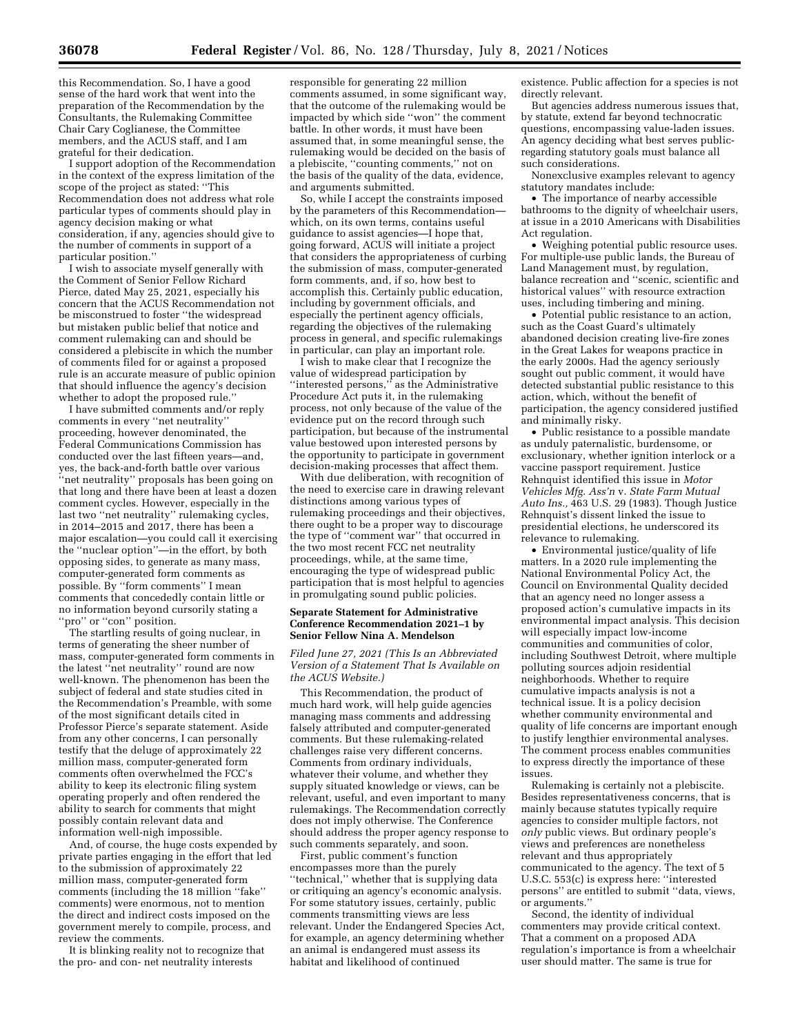this Recommendation. So, I have a good sense of the hard work that went into the preparation of the Recommendation by the Consultants, the Rulemaking Committee Chair Cary Coglianese, the Committee members, and the ACUS staff, and I am grateful for their dedication.

I support adoption of the Recommendation in the context of the express limitation of the scope of the project as stated: "This Recommendation does not address what role particular types of comments should play in agency decision making or what consideration, if any, agencies should give to the number of comments in support of a particular position."

I wish to associate myself generally with the Comment of Senior Fellow Richard Pierce, dated May 25, 2021, especially his concern that the ACUS Recommendation not be misconstrued to foster "the widespread but mistaken public belief that notice and comment rulemaking can and should be considered a plebiscite in which the number of comments filed for or against a proposed rule is an accurate measure of public opinion that should influence the agency's decision whether to adopt the proposed rule."

I have submitted comments and/or reply comments in every "net neutrality" proceeding, however denominated, the Federal Communications Commission has conducted over the last fifteen years—and, yes, the back-and-forth battle over various "net neutrality" proposals has been going on that long and there have been at least a dozen comment cycles. However, especially in the last two "net neutrality" rulemaking cycles, in 2014–2015 and 2017, there has been a major escalation—you could call it exercising the "nuclear option"—in the effort, by both opposing sides, to generate as many mass, computer-generated form comments as possible. By "form comments" I mean comments that concededly contain little or no information beyond cursorily stating a "pro" or "con" position.

The startling results of going nuclear, in terms of generating the sheer number of mass, computer-generated form comments in the latest "net neutrality" round are now well-known. The phenomenon has been the subject of federal and state studies cited in the Recommendation's Preamble, with some of the most significant details cited in Professor Pierce's separate statement. Aside from any other concerns, I can personally testify that the deluge of approximately 22 million mass, computer-generated form comments often overwhelmed the FCC's ability to keep its electronic filing system operating properly and often rendered the ability to search for comments that might possibly contain relevant data and information well-nigh impossible.

And, of course, the huge costs expended by private parties engaging in the effort that led to the submission of approximately 22 million mass, computer-generated form comments (including the 18 million "fake" comments) were enormous, not to mention the direct and indirect costs imposed on the government merely to compile, process, and review the comments.

It is blinking reality not to recognize that the pro- and con- net neutrality interests responsible for generating 22 million comments assumed, in some significant way, that the outcome of the rulemaking would be impacted by which side "won" the comment battle. In other words, it must have been assumed that, in some meaningful sense, the rulemaking would be decided on the basis of a plebiscite, "counting comments," not on the basis of the quality of the data, evidence, and arguments submitted.

So, while I accept the constraints imposed by the parameters of this Recommendation—which, on its own terms, contains useful guidance to assist agencies—I hope that, going forward, ACUS will initiate a project that considers the appropriateness of curbing the submission of mass, computer-generated form comments, and, if so, how best to accomplish this. Certainly public education, including by government officials, and especially the pertinent agency officials, regarding the objectives of the rulemaking process in general, and specific rulemakings in particular, can play an important role.

I wish to make clear that I recognize the value of widespread participation by "interested persons," as the Administrative Procedure Act puts it, in the rulemaking process, not only because of the value of the evidence put on the record through such participation, but because of the instrumental value bestowed upon interested persons by the opportunity to participate in government decision-making processes that affect them.

With due deliberation, with recognition of the need to exercise care in drawing relevant distinctions among various types of rulemaking proceedings and their objectives, there ought to be a proper way to discourage the type of "comment war" that occurred in the two most recent FCC net neutrality proceedings, while, at the same time, encouraging the type of widespread public participation that is most helpful to agencies in promulgating sound public policies.

## Separate Statement for Administrative Conference Recommendation 2021–1 by Senior Fellow Nina A. Mendelson

*Filed June 27, 2021 (This Is an Abbreviated Version of a Statement That Is Available on the ACUS Website.)*

This Recommendation, the product of much hard work, will help guide agencies managing mass comments and addressing falsely attributed and computer-generated comments. But these rulemaking-related challenges raise very different concerns. Comments from ordinary individuals, whatever their volume, and whether they supply situated knowledge or views, can be relevant, useful, and even important to many rulemakings. The Recommendation correctly does not imply otherwise. The Conference should address the proper agency response to such comments separately, and soon.

First, public comment's function encompasses more than the purely "technical," whether that is supplying data or critiquing an agency's economic analysis. For some statutory issues, certainly, public comments transmitting views are less relevant. Under the Endangered Species Act, for example, an agency determining whether an animal is endangered must assess its habitat and likelihood of continued existence. Public affection for a species is not directly relevant.

But agencies address numerous issues that, by statute, extend far beyond technocratic questions, encompassing value-laden issues. An agency deciding what best serves public-regarding statutory goals must balance all such considerations.

Nonexclusive examples relevant to agency statutory mandates include:

- The importance of nearby accessible bathrooms to the dignity of wheelchair users, at issue in a 2010 Americans with Disabilities Act regulation.
- Weighing potential public resource uses. For multiple-use public lands, the Bureau of Land Management must, by regulation, balance recreation and "scenic, scientific and historical values" with resource extraction uses, including timbering and mining.
- Potential public resistance to an action, such as the Coast Guard's ultimately abandoned decision creating live-fire zones in the Great Lakes for weapons practice in the early 2000s. Had the agency seriously sought out public comment, it would have detected substantial public resistance to this action, which, without the benefit of participation, the agency considered justified and minimally risky.
- Public resistance to a possible mandate as unduly paternalistic, burdensome, or exclusionary, whether ignition interlock or a vaccine passport requirement. Justice Rehnquist identified this issue in *Motor Vehicles Mfg. Ass'n* v. *State Farm Mutual Auto Ins.,* 463 U.S. 29 (1983). Though Justice Rehnquist's dissent linked the issue to presidential elections, he underscored its relevance to rulemaking.
- Environmental justice/quality of life matters. In a 2020 rule implementing the National Environmental Policy Act, the Council on Environmental Quality decided that an agency need no longer assess a proposed action's cumulative impacts in its environmental impact analysis. This decision will especially impact low-income communities and communities of color, including Southwest Detroit, where multiple polluting sources adjoin residential neighborhoods. Whether to require cumulative impacts analysis is not a technical issue. It is a policy decision whether community environmental and quality of life concerns are important enough to justify lengthier environmental analyses. The comment process enables communities to express directly the importance of these issues.

Rulemaking is certainly not a plebiscite. Besides representativeness concerns, that is mainly because statutes typically require agencies to consider multiple factors, not *only* public views. But ordinary people's views and preferences are nonetheless relevant and thus appropriately communicated to the agency. The text of 5 U.S.C. 553(c) is express here: "interested persons" are entitled to submit "data, views, or arguments."

Second, the identity of individual commenters may provide critical context. That a comment on a proposed ADA regulation's importance is from a wheelchair user should matter. The same is true for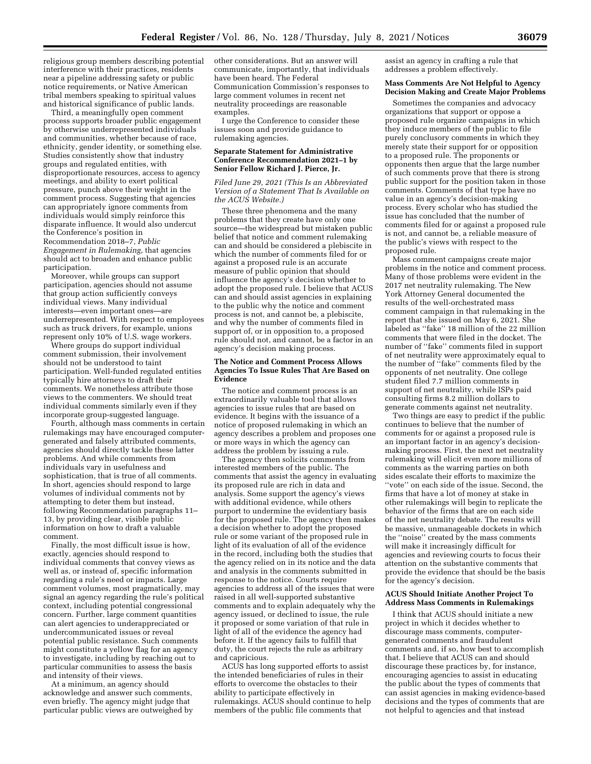religious group members describing potential interference with their practices, residents near a pipeline addressing safety or public notice requirements, or Native American tribal members speaking to spiritual values and historical significance of public lands.

Third, a meaningfully open comment process supports broader public engagement by otherwise underrepresented individuals and communities, whether because of race, ethnicity, gender identity, or something else. Studies consistently show that industry groups and regulated entities, with disproportionate resources, access to agency meetings, and ability to exert political pressure, punch above their weight in the comment process. Suggesting that agencies can appropriately ignore comments from individuals would simply reinforce this disparate influence. It would also undercut the Conference's position in Recommendation 2018–7, *Public Engagement in Rulemaking,* that agencies should act to broaden and enhance public participation.

Moreover, while groups can support participation, agencies should not assume that group action sufficiently conveys individual views. Many individual interests—even important ones—are underrepresented. With respect to employees such as truck drivers, for example, unions represent only 10% of U.S. wage workers.

Where groups do support individual comment submission, their involvement should not be understood to taint participation. Well-funded regulated entities typically hire attorneys to draft their comments. We nonetheless attribute those views to the commenters. We should treat individual comments similarly even if they incorporate group-suggested language.

Fourth, although mass comments in certain rulemakings may have encouraged computer-generated and falsely attributed comments, agencies should directly tackle these latter problems. And while comments from individuals vary in usefulness and sophistication, that is true of all comments. In short, agencies should respond to large volumes of individual comments not by attempting to deter them but instead, following Recommendation paragraphs 11–13, by providing clear, visible public information on how to draft a valuable comment.

Finally, the most difficult issue is how, exactly, agencies should respond to individual comments that convey views as well as, or instead of, specific information regarding a rule's need or impacts. Large comment volumes, most pragmatically, may signal an agency regarding the rule's political context, including potential congressional concern. Further, large comment quantities can alert agencies to underappreciated or undercommunicated issues or reveal potential public resistance. Such comments might constitute a yellow flag for an agency to investigate, including by reaching out to particular communities to assess the basis and intensity of their views.

At a minimum, an agency should acknowledge and answer such comments, even briefly. The agency might judge that particular public views are outweighed by other considerations. But an answer will communicate, importantly, that individuals have been heard. The Federal Communication Commission's responses to large comment volumes in recent net neutrality proceedings are reasonable examples.

I urge the Conference to consider these issues soon and provide guidance to rulemaking agencies.

### Separate Statement for Administrative Conference Recommendation 2021–1 by Senior Fellow Richard J. Pierce, Jr.

*Filed June 29, 2021 (This Is an Abbreviated Version of a Statement That Is Available on the ACUS Website.)*

These three phenomena and the many problems that they create have only one source—the widespread but mistaken public belief that notice and comment rulemaking can and should be considered a plebiscite in which the number of comments filed for or against a proposed rule is an accurate measure of public opinion that should influence the agency's decision whether to adopt the proposed rule. I believe that ACUS can and should assist agencies in explaining to the public why the notice and comment process is not, and cannot be, a plebiscite, and why the number of comments filed in support of, or in opposition to, a proposed rule should not, and cannot, be a factor in an agency's decision making process.

#### The Notice and Comment Process Allows Agencies To Issue Rules That Are Based on Evidence

The notice and comment process is an extraordinarily valuable tool that allows agencies to issue rules that are based on evidence. It begins with the issuance of a notice of proposed rulemaking in which an agency describes a problem and proposes one or more ways in which the agency can address the problem by issuing a rule.

The agency then solicits comments from interested members of the public. The comments that assist the agency in evaluating its proposed rule are rich in data and analysis. Some support the agency's views with additional evidence, while others purport to undermine the evidentiary basis for the proposed rule. The agency then makes a decision whether to adopt the proposed rule or some variant of the proposed rule in light of its evaluation of all of the evidence in the record, including both the studies that the agency relied on in its notice and the data and analysis in the comments submitted in response to the notice. Courts require agencies to address all of the issues that were raised in all well-supported substantive comments and to explain adequately why the agency issued, or declined to issue, the rule it proposed or some variation of that rule in light of all of the evidence the agency had before it. If the agency fails to fulfill that duty, the court rejects the rule as arbitrary and capricious.

ACUS has long supported efforts to assist the intended beneficiaries of rules in their efforts to overcome the obstacles to their ability to participate effectively in rulemakings. ACUS should continue to help members of the public file comments that assist an agency in crafting a rule that addresses a problem effectively.

#### Mass Comments Are Not Helpful to Agency Decision Making and Create Major Problems

Sometimes the companies and advocacy organizations that support or oppose a proposed rule organize campaigns in which they induce members of the public to file purely conclusory comments in which they merely state their support for or opposition to a proposed rule. The proponents or opponents then argue that the large number of such comments prove that there is strong public support for the position taken in those comments. Comments of that type have no value in an agency's decision-making process. Every scholar who has studied the issue has concluded that the number of comments filed for or against a proposed rule is not, and cannot be, a reliable measure of the public's views with respect to the proposed rule.

Mass comment campaigns create major problems in the notice and comment process. Many of those problems were evident in the 2017 net neutrality rulemaking. The New York Attorney General documented the results of the well-orchestrated mass comment campaign in that rulemaking in the report that she issued on May 6, 2021. She labeled as "fake" 18 million of the 22 million comments that were filed in the docket. The number of "fake" comments filed in support of net neutrality were approximately equal to the number of "fake" comments filed by the opponents of net neutrality. One college student filed 7.7 million comments in support of net neutrality, while ISPs paid consulting firms 8.2 million dollars to generate comments against net neutrality.

Two things are easy to predict if the public continues to believe that the number of comments for or against a proposed rule is an important factor in an agency's decision-making process. First, the next net neutrality rulemaking will elicit even more millions of comments as the warring parties on both sides escalate their efforts to maximize the "vote" on each side of the issue. Second, the firms that have a lot of money at stake in other rulemakings will begin to replicate the behavior of the firms that are on each side of the net neutrality debate. The results will be massive, unmanageable dockets in which the "noise" created by the mass comments will make it increasingly difficult for agencies and reviewing courts to focus their attention on the substantive comments that provide the evidence that should be the basis for the agency's decision.

#### ACUS Should Initiate Another Project To Address Mass Comments in Rulemakings

I think that ACUS should initiate a new project in which it decides whether to discourage mass comments, computer-generated comments and fraudulent comments and, if so, how best to accomplish that. I believe that ACUS can and should discourage these practices by, for instance, encouraging agencies to assist in educating the public about the types of comments that can assist agencies in making evidence-based decisions and the types of comments that are not helpful to agencies and that instead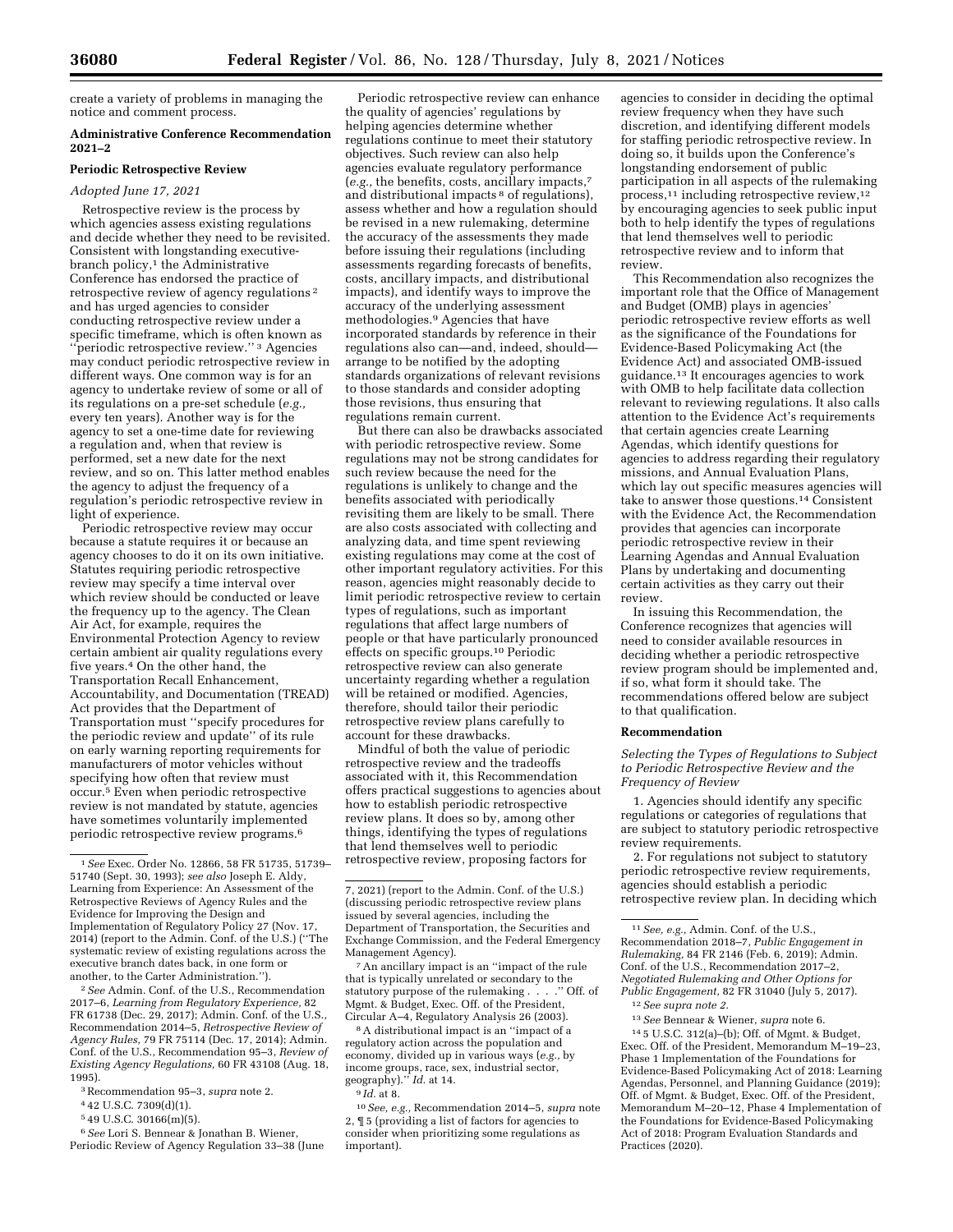create a variety of problems in managing the notice and comment process.

## Administrative Conference Recommendation 2021–2

### Periodic Retrospective Review

*Adopted June 17, 2021*

Retrospective review is the process by which agencies assess existing regulations and decide whether they need to be revisited. Consistent with longstanding executive-branch policy,[1] the Administrative Conference has endorsed the practice of retrospective review of agency regulations[2] and has urged agencies to consider conducting retrospective review under a specific timeframe, which is often known as ''periodic retrospective review.''[3] Agencies may conduct periodic retrospective review in different ways. One common way is for an agency to undertake review of some or all of its regulations on a pre-set schedule (*e.g.,* every ten years). Another way is for the agency to set a one-time date for reviewing a regulation and, when that review is performed, set a new date for the next review, and so on. This latter method enables the agency to adjust the frequency of a regulation's periodic retrospective review in light of experience.

Periodic retrospective review may occur because a statute requires it or because an agency chooses to do it on its own initiative. Statutes requiring periodic retrospective review may specify a time interval over which review should be conducted or leave the frequency up to the agency. The Clean Air Act, for example, requires the Environmental Protection Agency to review certain ambient air quality regulations every five years.[4] On the other hand, the Transportation Recall Enhancement, Accountability, and Documentation (TREAD) Act provides that the Department of Transportation must ''specify procedures for the periodic review and update'' of its rule on early warning reporting requirements for manufacturers of motor vehicles without specifying how often that review must occur.[5] Even when periodic retrospective review is not mandated by statute, agencies have sometimes voluntarily implemented periodic retrospective review programs.[6]

Periodic retrospective review can enhance the quality of agencies' regulations by helping agencies determine whether regulations continue to meet their statutory objectives. Such review can also help agencies evaluate regulatory performance (*e.g.,* the benefits, costs, ancillary impacts,[7] and distributional impacts[8] of regulations), assess whether and how a regulation should be revised in a new rulemaking, determine the accuracy of the assessments they made before issuing their regulations (including assessments regarding forecasts of benefits, costs, ancillary impacts, and distributional impacts), and identify ways to improve the accuracy of the underlying assessment methodologies.[9] Agencies that have incorporated standards by reference in their regulations also can—and, indeed, should—arrange to be notified by the adopting standards organizations of relevant revisions to those standards and consider adopting those revisions, thus ensuring that regulations remain current.

But there can also be drawbacks associated with periodic retrospective review. Some regulations may not be strong candidates for such review because the need for the regulations is unlikely to change and the benefits associated with periodically revisiting them are likely to be small. There are also costs associated with collecting and analyzing data, and time spent reviewing existing regulations may come at the cost of other important regulatory activities. For this reason, agencies might reasonably decide to limit periodic retrospective review to certain types of regulations, such as important regulations that affect large numbers of people or that have particularly pronounced effects on specific groups.[10] Periodic retrospective review can also generate uncertainty regarding whether a regulation will be retained or modified. Agencies, therefore, should tailor their periodic retrospective review plans carefully to account for these drawbacks.

Mindful of both the value of periodic retrospective review and the tradeoffs associated with it, this Recommendation offers practical suggestions to agencies about how to establish periodic retrospective review plans. It does so by, among other things, identifying the types of regulations that lend themselves well to periodic retrospective review, proposing factors for agencies to consider in deciding the optimal review frequency when they have such discretion, and identifying different models for staffing periodic retrospective review. In doing so, it builds upon the Conference's longstanding endorsement of public participation in all aspects of the rulemaking process,[11] including retrospective review,[12] by encouraging agencies to seek public input both to help identify the types of regulations that lend themselves well to periodic retrospective review and to inform that review.

This Recommendation also recognizes the important role that the Office of Management and Budget (OMB) plays in agencies' periodic retrospective review efforts as well as the significance of the Foundations for Evidence-Based Policymaking Act (the Evidence Act) and associated OMB-issued guidance.[13] It encourages agencies to work with OMB to help facilitate data collection relevant to reviewing regulations. It also calls attention to the Evidence Act's requirements that certain agencies create Learning Agendas, which identify questions for agencies to address regarding their regulatory missions, and Annual Evaluation Plans, which lay out specific measures agencies will take to answer those questions.[14] Consistent with the Evidence Act, the Recommendation provides that agencies can incorporate periodic retrospective review in their Learning Agendas and Annual Evaluation Plans by undertaking and documenting certain activities as they carry out their review.

In issuing this Recommendation, the Conference recognizes that agencies will need to consider available resources in deciding whether a periodic retrospective review program should be implemented and, if so, what form it should take. The recommendations offered below are subject to that qualification.

### Recommendation

*Selecting the Types of Regulations to Subject to Periodic Retrospective Review and the Frequency of Review*

1. Agencies should identify any specific regulations or categories of regulations that are subject to statutory periodic retrospective review requirements.

2. For regulations not subject to statutory periodic retrospective review requirements, agencies should establish a periodic retrospective review plan. In deciding which

---

[1] *See* Exec. Order No. 12866, 58 FR 51735, 51739–51740 (Sept. 30, 1993); *see also* Joseph E. Aldy, Learning from Experience: An Assessment of the Retrospective Reviews of Agency Rules and the Evidence for Improving the Design and Implementation of Regulatory Policy 27 (Nov. 17, 2014) (report to the Admin. Conf. of the U.S.) (''The systematic review of existing regulations across the executive branch dates back, in one form or another, to the Carter Administration.'').

[2] *See* Admin. Conf. of the U.S., Recommendation 2017–6, *Learning from Regulatory Experience,* 82 FR 61738 (Dec. 29, 2017); Admin. Conf. of the U.S., Recommendation 2014–5, *Retrospective Review of Agency Rules,* 79 FR 75114 (Dec. 17, 2014); Admin. Conf. of the U.S., Recommendation 95–3, *Review of Existing Agency Regulations,* 60 FR 43108 (Aug. 18, 1995).

[3] Recommendation 95–3, *supra* note 2.

[4] 42 U.S.C. 7309(d)(1).

[5] 49 U.S.C. 30166(m)(5).

[6] *See* Lori S. Bennear & Jonathan B. Wiener, Periodic Review of Agency Regulation 33–38 (June 7, 2021) (report to the Admin. Conf. of the U.S.) (discussing periodic retrospective review plans issued by several agencies, including the Department of Transportation, the Securities and Exchange Commission, and the Federal Emergency Management Agency).

[7] An ancillary impact is an ''impact of the rule that is typically unrelated or secondary to the statutory purpose of the rulemaking . . . .'' Off. of Mgmt. & Budget, Exec. Off. of the President, Circular A–4, Regulatory Analysis 26 (2003).

[8] A distributional impact is an ''impact of a regulatory action across the population and economy, divided up in various ways (*e.g.,* by income groups, race, sex, industrial sector, geography).'' *Id.* at 14.

[9] *Id.* at 8.

[10] *See, e.g.,* Recommendation 2014–5, *supra* note 2, ¶ 5 (providing a list of factors for agencies to consider when prioritizing some regulations as important).

[11] *See, e.g.,* Admin. Conf. of the U.S., Recommendation 2018–7, *Public Engagement in Rulemaking,* 84 FR 2146 (Feb. 6, 2019); Admin. Conf. of the U.S., Recommendation 2017–2, *Negotiated Rulemaking and Other Options for Public Engagement,* 82 FR 31040 (July 5, 2017).

[12] *See supra* note 2.

[13] *See* Bennear & Wiener, *supra* note 6.

[14] 5 U.S.C. 312(a)–(b); Off. of Mgmt. & Budget, Exec. Off. of the President, Memorandum M–19–23, Phase 1 Implementation of the Foundations for Evidence-Based Policymaking Act of 2018: Learning Agendas, Personnel, and Planning Guidance (2019); Off. of Mgmt. & Budget, Exec. Off. of the President, Memorandum M–20–12, Phase 4 Implementation of the Foundations for Evidence-Based Policymaking Act of 2018: Program Evaluation Standards and Practices (2020).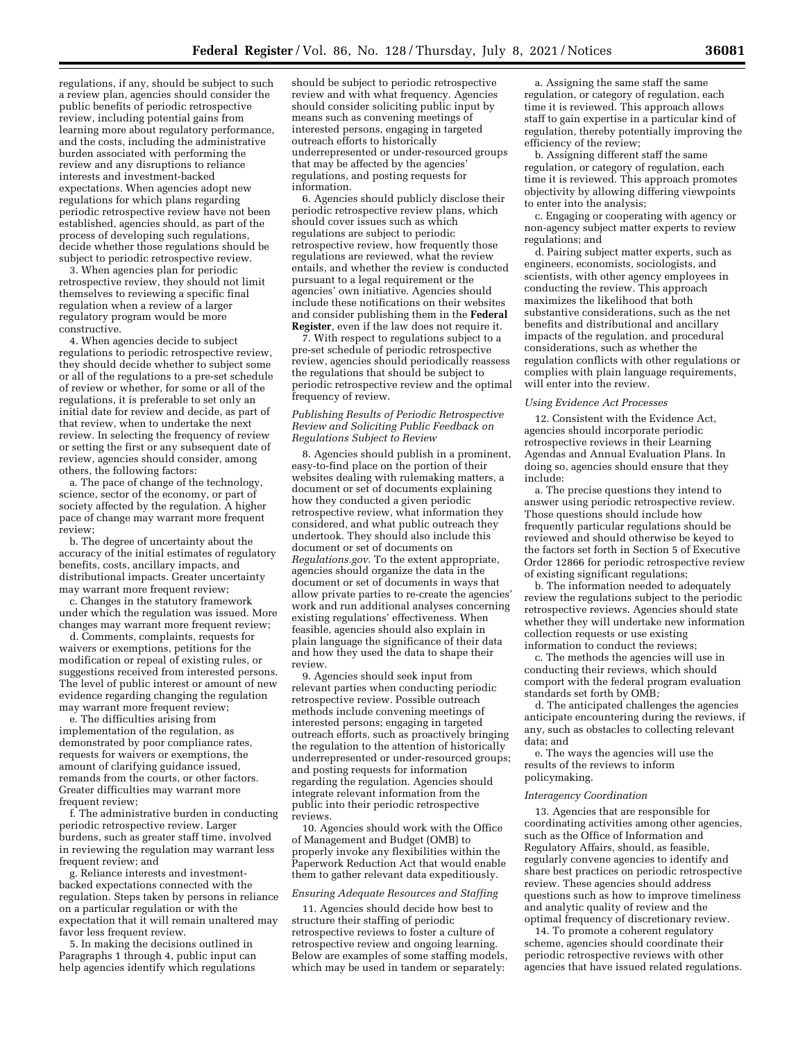regulations, if any, should be subject to such a review plan, agencies should consider the public benefits of periodic retrospective review, including potential gains from learning more about regulatory performance, and the costs, including the administrative burden associated with performing the review and any disruptions to reliance interests and investment-backed expectations. When agencies adopt new regulations for which plans regarding periodic retrospective review have not been established, agencies should, as part of the process of developing such regulations, decide whether those regulations should be subject to periodic retrospective review.

3. When agencies plan for periodic retrospective review, they should not limit themselves to reviewing a specific final regulation when a review of a larger regulatory program would be more constructive.

4. When agencies decide to subject regulations to periodic retrospective review, they should decide whether to subject some or all of the regulations to a pre-set schedule of review or whether, for some or all of the regulations, it is preferable to set only an initial date for review and decide, as part of that review, when to undertake the next review. In selecting the frequency of review or setting the first or any subsequent date of review, agencies should consider, among others, the following factors:

a. The pace of change of the technology, science, sector of the economy, or part of society affected by the regulation. A higher pace of change may warrant more frequent review;

b. The degree of uncertainty about the accuracy of the initial estimates of regulatory benefits, costs, ancillary impacts, and distributional impacts. Greater uncertainty may warrant more frequent review;

c. Changes in the statutory framework under which the regulation was issued. More changes may warrant more frequent review;

d. Comments, complaints, requests for waivers or exemptions, petitions for the modification or repeal of existing rules, or suggestions received from interested persons. The level of public interest or amount of new evidence regarding changing the regulation may warrant more frequent review;

e. The difficulties arising from implementation of the regulation, as demonstrated by poor compliance rates, requests for waivers or exemptions, the amount of clarifying guidance issued, remands from the courts, or other factors. Greater difficulties may warrant more frequent review;

f. The administrative burden in conducting periodic retrospective review. Larger burdens, such as greater staff time, involved in reviewing the regulation may warrant less frequent review; and

g. Reliance interests and investment-backed expectations connected with the regulation. Steps taken by persons in reliance on a particular regulation or with the expectation that it will remain unaltered may favor less frequent review.

5. In making the decisions outlined in Paragraphs 1 through 4, public input can help agencies identify which regulations should be subject to periodic retrospective review and with what frequency. Agencies should consider soliciting public input by means such as convening meetings of interested persons, engaging in targeted outreach efforts to historically underrepresented or under-resourced groups that may be affected by the agencies' regulations, and posting requests for information.

6. Agencies should publicly disclose their periodic retrospective review plans, which should cover issues such as which regulations are subject to periodic retrospective review, how frequently those regulations are reviewed, what the review entails, and whether the review is conducted pursuant to a legal requirement or the agencies' own initiative. Agencies should include these notifications on their websites and consider publishing them in the **Federal Register**, even if the law does not require it.

7. With respect to regulations subject to a pre-set schedule of periodic retrospective review, agencies should periodically reassess the regulations that should be subject to periodic retrospective review and the optimal frequency of review.

### *Publishing Results of Periodic Retrospective Review and Soliciting Public Feedback on Regulations Subject to Review*

8. Agencies should publish in a prominent, easy-to-find place on the portion of their websites dealing with rulemaking matters, a document or set of documents explaining how they conducted a given periodic retrospective review, what information they considered, and what public outreach they undertook. They should also include this document or set of documents on *Regulations.gov*. To the extent appropriate, agencies should organize the data in the document or set of documents in ways that allow private parties to re-create the agencies' work and run additional analyses concerning existing regulations' effectiveness. When feasible, agencies should also explain in plain language the significance of their data and how they used the data to shape their review.

9. Agencies should seek input from relevant parties when conducting periodic retrospective review. Possible outreach methods include convening meetings of interested persons; engaging in targeted outreach efforts, such as proactively bringing the regulation to the attention of historically underrepresented or under-resourced groups; and posting requests for information regarding the regulation. Agencies should integrate relevant information from the public into their periodic retrospective reviews.

10. Agencies should work with the Office of Management and Budget (OMB) to properly invoke any flexibilities within the Paperwork Reduction Act that would enable them to gather relevant data expeditiously.

### *Ensuring Adequate Resources and Staffing*

11. Agencies should decide how best to structure their staffing of periodic retrospective reviews to foster a culture of retrospective review and ongoing learning. Below are examples of some staffing models, which may be used in tandem or separately:

a. Assigning the same staff the same regulation, or category of regulation, each time it is reviewed. This approach allows staff to gain expertise in a particular kind of regulation, thereby potentially improving the efficiency of the review;

b. Assigning different staff the same regulation, or category of regulation, each time it is reviewed. This approach promotes objectivity by allowing differing viewpoints to enter into the analysis;

c. Engaging or cooperating with agency or non-agency subject matter experts to review regulations; and

d. Pairing subject matter experts, such as engineers, economists, sociologists, and scientists, with other agency employees in conducting the review. This approach maximizes the likelihood that both substantive considerations, such as the net benefits and distributional and ancillary impacts of the regulation, and procedural considerations, such as whether the regulation conflicts with other regulations or complies with plain language requirements, will enter into the review.

### *Using Evidence Act Processes*

12. Consistent with the Evidence Act, agencies should incorporate periodic retrospective reviews in their Learning Agendas and Annual Evaluation Plans. In doing so, agencies should ensure that they include:

a. The precise questions they intend to answer using periodic retrospective review. Those questions should include how frequently particular regulations should be reviewed and should otherwise be keyed to the factors set forth in Section 5 of Executive Order 12866 for periodic retrospective review of existing significant regulations;

b. The information needed to adequately review the regulations subject to the periodic retrospective reviews. Agencies should state whether they will undertake new information collection requests or use existing information to conduct the reviews;

c. The methods the agencies will use in conducting their reviews, which should comport with the federal program evaluation standards set forth by OMB*;*

d. The anticipated challenges the agencies anticipate encountering during the reviews, if any, such as obstacles to collecting relevant data; and

e. The ways the agencies will use the results of the reviews to inform policymaking.

### *Interagency Coordination*

13. Agencies that are responsible for coordinating activities among other agencies, such as the Office of Information and Regulatory Affairs, should, as feasible, regularly convene agencies to identify and share best practices on periodic retrospective review. These agencies should address questions such as how to improve timeliness and analytic quality of review and the optimal frequency of discretionary review.

14. To promote a coherent regulatory scheme, agencies should coordinate their periodic retrospective reviews with other agencies that have issued related regulations.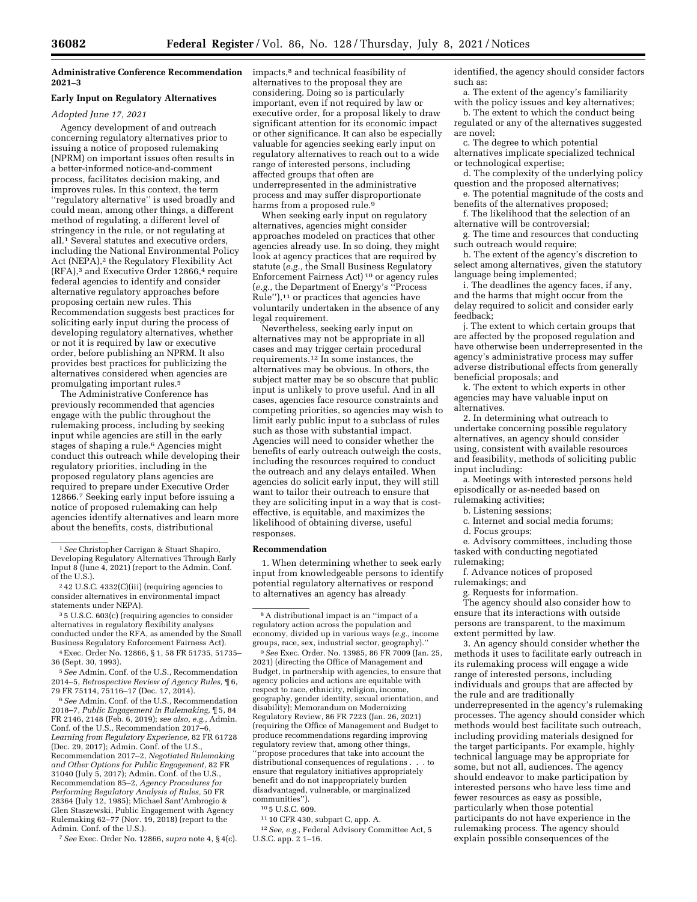## Administrative Conference Recommendation 2021–3

### Early Input on Regulatory Alternatives

*Adopted June 17, 2021*

Agency development of and outreach concerning regulatory alternatives prior to issuing a notice of proposed rulemaking (NPRM) on important issues often results in a better-informed notice-and-comment process, facilitates decision making, and improves rules. In this context, the term ''regulatory alternative'' is used broadly and could mean, among other things, a different method of regulating, a different level of stringency in the rule, or not regulating at all.[1] Several statutes and executive orders, including the National Environmental Policy Act (NEPA),[2] the Regulatory Flexibility Act (RFA),[3] and Executive Order 12866,[4] require federal agencies to identify and consider alternative regulatory approaches before proposing certain new rules. This Recommendation suggests best practices for soliciting early input during the process of developing regulatory alternatives, whether or not it is required by law or executive order, before publishing an NPRM. It also provides best practices for publicizing the alternatives considered when agencies are promulgating important rules.[5]

The Administrative Conference has previously recommended that agencies engage with the public throughout the rulemaking process, including by seeking input while agencies are still in the early stages of shaping a rule.[6] Agencies might conduct this outreach while developing their regulatory priorities, including in the proposed regulatory plans agencies are required to prepare under Executive Order 12866.[7] Seeking early input before issuing a notice of proposed rulemaking can help agencies identify alternatives and learn more about the benefits, costs, distributional impacts,[8] and technical feasibility of alternatives to the proposal they are considering. Doing so is particularly important, even if not required by law or executive order, for a proposal likely to draw significant attention for its economic impact or other significance. It can also be especially valuable for agencies seeking early input on regulatory alternatives to reach out to a wide range of interested persons, including affected groups that often are underrepresented in the administrative process and may suffer disproportionate harms from a proposed rule.[9]

When seeking early input on regulatory alternatives, agencies might consider approaches modeled on practices that other agencies already use. In so doing, they might look at agency practices that are required by statute (*e.g.,* the Small Business Regulatory Enforcement Fairness Act)[10] or agency rules (*e.g.,* the Department of Energy's ''Process Rule''),[11] or practices that agencies have voluntarily undertaken in the absence of any legal requirement.

Nevertheless, seeking early input on alternatives may not be appropriate in all cases and may trigger certain procedural requirements.[12] In some instances, the alternatives may be obvious. In others, the subject matter may be so obscure that public input is unlikely to prove useful. And in all cases, agencies face resource constraints and competing priorities, so agencies may wish to limit early public input to a subclass of rules such as those with substantial impact. Agencies will need to consider whether the benefits of early outreach outweigh the costs, including the resources required to conduct the outreach and any delays entailed. When agencies do solicit early input, they will still want to tailor their outreach to ensure that they are soliciting input in a way that is cost-effective, is equitable, and maximizes the likelihood of obtaining diverse, useful responses.

#### Recommendation

1. When determining whether to seek early input from knowledgeable persons to identify potential regulatory alternatives or respond to alternatives an agency has already identified, the agency should consider factors such as:

a. The extent of the agency's familiarity with the policy issues and key alternatives;

b. The extent to which the conduct being regulated or any of the alternatives suggested are novel;

c. The degree to which potential alternatives implicate specialized technical or technological expertise;

d. The complexity of the underlying policy question and the proposed alternatives;

e. The potential magnitude of the costs and benefits of the alternatives proposed;

f. The likelihood that the selection of an alternative will be controversial;

g. The time and resources that conducting such outreach would require;

h. The extent of the agency's discretion to select among alternatives, given the statutory language being implemented;

i. The deadlines the agency faces, if any, and the harms that might occur from the delay required to solicit and consider early feedback;

j. The extent to which certain groups that are affected by the proposed regulation and have otherwise been underrepresented in the agency's administrative process may suffer adverse distributional effects from generally beneficial proposals; and

k. The extent to which experts in other agencies may have valuable input on alternatives.

2. In determining what outreach to undertake concerning possible regulatory alternatives, an agency should consider using, consistent with available resources and feasibility, methods of soliciting public input including:

a. Meetings with interested persons held episodically or as-needed based on rulemaking activities;

b. Listening sessions;

c. Internet and social media forums;

d. Focus groups;

e. Advisory committees, including those tasked with conducting negotiated rulemaking;

f. Advance notices of proposed rulemakings; and

g. Requests for information.

The agency should also consider how to ensure that its interactions with outside persons are transparent, to the maximum extent permitted by law.

3. An agency should consider whether the methods it uses to facilitate early outreach in its rulemaking process will engage a wide range of interested persons, including individuals and groups that are affected by the rule and are traditionally underrepresented in the agency's rulemaking processes. The agency should consider which methods would best facilitate such outreach, including providing materials designed for the target participants. For example, highly technical language may be appropriate for some, but not all, audiences. The agency should endeavor to make participation by interested persons who have less time and fewer resources as easy as possible, particularly when those potential participants do not have experience in the rulemaking process. The agency should explain possible consequences of the

---

[1] *See* Christopher Carrigan & Stuart Shapiro, Developing Regulatory Alternatives Through Early Input 8 (June 4, 2021) (report to the Admin. Conf. of the U.S.).

[2] 42 U.S.C. 4332(C)(iii) (requiring agencies to consider alternatives in environmental impact statements under NEPA).

[3] 5 U.S.C. 603(c) (requiring agencies to consider alternatives in regulatory flexibility analyses conducted under the RFA, as amended by the Small Business Regulatory Enforcement Fairness Act).

[4] Exec. Order No. 12866, § 1, 58 FR 51735, 51735–36 (Sept. 30, 1993).

[5] *See* Admin. Conf. of the U.S., Recommendation 2014–5, *Retrospective Review of Agency Rules,* ¶ 6, 79 FR 75114, 75116–17 (Dec. 17, 2014).

[6] *See* Admin. Conf. of the U.S., Recommendation 2018–7, *Public Engagement in Rulemaking,* ¶ 5, 84 FR 2146, 2148 (Feb. 6, 2019); *see also, e.g.,* Admin. Conf. of the U.S., Recommendation 2017–6, *Learning from Regulatory Experience,* 82 FR 61728 (Dec. 29, 2017); Admin. Conf. of the U.S., Recommendation 2017–2, *Negotiated Rulemaking and Other Options for Public Engagement,* 82 FR 31040 (July 5, 2017); Admin. Conf. of the U.S., Recommendation 85–2, *Agency Procedures for Performing Regulatory Analysis of Rules,* 50 FR 28364 (July 12, 1985); Michael Sant'Ambrogio & Glen Staszewski, Public Engagement with Agency Rulemaking 62–77 (Nov. 19, 2018) (report to the Admin. Conf. of the U.S.).

[7] *See* Exec. Order No. 12866, *supra* note 4, § 4(c).

[8] A distributional impact is an ''impact of a regulatory action across the population and economy, divided up in various ways (*e.g.,* income groups, race, sex, industrial sector, geography).''

[9] *See* Exec. Order. No. 13985, 86 FR 7009 (Jan. 25, 2021) (directing the Office of Management and Budget, in partnership with agencies, to ensure that agency policies and actions are equitable with respect to race, ethnicity, religion, income, geography, gender identity, sexual orientation, and disability); Memorandum on Modernizing Regulatory Review, 86 FR 7223 (Jan. 26, 2021) (requiring the Office of Management and Budget to produce recommendations regarding improving regulatory review that, among other things, ''propose procedures that take into account the distributional consequences of regulations . . . to ensure that regulatory initiatives appropriately benefit and do not inappropriately burden disadvantaged, vulnerable, or marginalized communities'').

[10] 5 U.S.C. 609.

[11] 10 CFR 430, subpart C, app. A.

[12] *See, e.g.,* Federal Advisory Committee Act, 5 U.S.C. app. 2 1–16.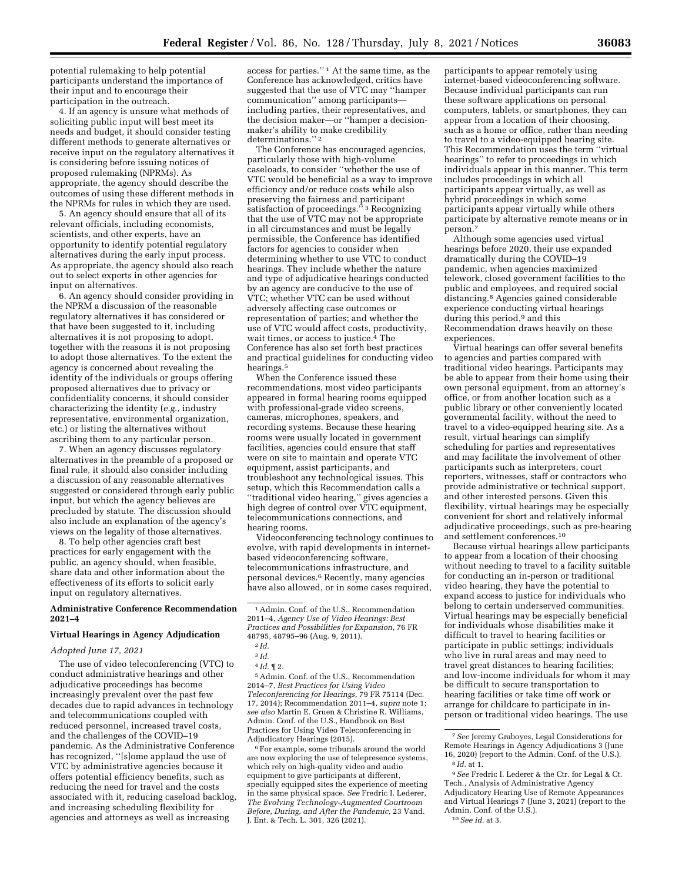potential rulemaking to help potential participants understand the importance of their input and to encourage their participation in the outreach.

4. If an agency is unsure what methods of soliciting public input will best meet its needs and budget, it should consider testing different methods to generate alternatives or receive input on the regulatory alternatives it is considering before issuing notices of proposed rulemaking (NPRMs). As appropriate, the agency should describe the outcomes of using these different methods in the NPRMs for rules in which they are used.

5. An agency should ensure that all of its relevant officials, including economists, scientists, and other experts, have an opportunity to identify potential regulatory alternatives during the early input process. As appropriate, the agency should also reach out to select experts in other agencies for input on alternatives.

6. An agency should consider providing in the NPRM a discussion of the reasonable regulatory alternatives it has considered or that have been suggested to it, including alternatives it is not proposing to adopt, together with the reasons it is not proposing to adopt those alternatives. To the extent the agency is concerned about revealing the identity of the individuals or groups offering proposed alternatives due to privacy or confidentiality concerns, it should consider characterizing the identity (*e.g.,* industry representative, environmental organization, etc.) or listing the alternatives without ascribing them to any particular person.

7. When an agency discusses regulatory alternatives in the preamble of a proposed or final rule, it should also consider including a discussion of any reasonable alternatives suggested or considered through early public input, but which the agency believes are precluded by statute. The discussion should also include an explanation of the agency's views on the legality of those alternatives.

8. To help other agencies craft best practices for early engagement with the public, an agency should, when feasible, share data and other information about the effectiveness of its efforts to solicit early input on regulatory alternatives.

## Administrative Conference Recommendation 2021–4

### Virtual Hearings in Agency Adjudication

*Adopted June 17, 2021*

The use of video teleconferencing (VTC) to conduct administrative hearings and other adjudicative proceedings has become increasingly prevalent over the past few decades due to rapid advances in technology and telecommunications coupled with reduced personnel, increased travel costs, and the challenges of the COVID–19 pandemic. As the Administrative Conference has recognized, "[s]ome applaud the use of VTC by administrative agencies because it offers potential efficiency benefits, such as reducing the need for travel and the costs associated with it, reducing caseload backlog, and increasing scheduling flexibility for agencies and attorneys as well as increasing access for parties." [1] At the same time, as the Conference has acknowledged, critics have suggested that the use of VTC may "hamper communication" among participants—including parties, their representatives, and the decision maker—or "hamper a decision-maker's ability to make credibility determinations." [2]

The Conference has encouraged agencies, particularly those with high-volume caseloads, to consider "whether the use of VTC would be beneficial as a way to improve efficiency and/or reduce costs while also preserving the fairness and participant satisfaction of proceedings." [3] Recognizing that the use of VTC may not be appropriate in all circumstances and must be legally permissible, the Conference has identified factors for agencies to consider when determining whether to use VTC to conduct hearings. They include whether the nature and type of adjudicative hearings conducted by an agency are conducive to the use of VTC; whether VTC can be used without adversely affecting case outcomes or representation of parties; and whether the use of VTC would affect costs, productivity, wait times, or access to justice.[4] The Conference has also set forth best practices and practical guidelines for conducting video hearings.[5]

When the Conference issued these recommendations, most video participants appeared in formal hearing rooms equipped with professional-grade video screens, cameras, microphones, speakers, and recording systems. Because these hearing rooms were usually located in government facilities, agencies could ensure that staff were on site to maintain and operate VTC equipment, assist participants, and troubleshoot any technological issues. This setup, which this Recommendation calls a "traditional video hearing," gives agencies a high degree of control over VTC equipment, telecommunications connections, and hearing rooms.

Videoconferencing technology continues to evolve, with rapid developments in internet-based videoconferencing software, telecommunications infrastructure, and personal devices.[6] Recently, many agencies have also allowed, or in some cases required, participants to appear remotely using internet-based videoconferencing software. Because individual participants can run these software applications on personal computers, tablets, or smartphones, they can appear from a location of their choosing, such as a home or office, rather than needing to travel to a video-equipped hearing site. This Recommendation uses the term "virtual hearings" to refer to proceedings in which individuals appear in this manner. This term includes proceedings in which all participants appear virtually, as well as hybrid proceedings in which some participants appear virtually while others participate by alternative remote means or in person.[7]

Although some agencies used virtual hearings before 2020, their use expanded dramatically during the COVID–19 pandemic, when agencies maximized telework, closed government facilities to the public and employees, and required social distancing.[8] Agencies gained considerable experience conducting virtual hearings during this period,[9] and this Recommendation draws heavily on these experiences.

Virtual hearings can offer several benefits to agencies and parties compared with traditional video hearings. Participants may be able to appear from their home using their own personal equipment, from an attorney's office, or from another location such as a public library or other conveniently located governmental facility, without the need to travel to a video-equipped hearing site. As a result, virtual hearings can simplify scheduling for parties and representatives and may facilitate the involvement of other participants such as interpreters, court reporters, witnesses, staff or contractors who provide administrative or technical support, and other interested persons. Given this flexibility, virtual hearings may be especially convenient for short and relatively informal adjudicative proceedings, such as pre-hearing and settlement conferences.[10]

Because virtual hearings allow participants to appear from a location of their choosing without needing to travel to a facility suitable for conducting an in-person or traditional video hearing, they have the potential to expand access to justice for individuals who belong to certain underserved communities. Virtual hearings may be especially beneficial for individuals whose disabilities make it difficult to travel to hearing facilities or participate in public settings; individuals who live in rural areas and may need to travel great distances to hearing facilities; and low-income individuals for whom it may be difficult to secure transportation to hearing facilities or take time off work or arrange for childcare to participate in in-person or traditional video hearings. The use

---

[1] Admin. Conf. of the U.S., Recommendation 2011–4, *Agency Use of Video Hearings: Best Practices and Possibilities for Expansion,* 76 FR 48795, 48795–96 (Aug. 9, 2011).

[2] *Id.*

[3] *Id.*

[4] *Id.* ¶ 2.

[5] Admin. Conf. of the U.S., Recommendation 2014–7, *Best Practices for Using Video Teleconferencing for Hearings,* 79 FR 75114 (Dec. 17, 2014); Recommendation 2011–4, *supra* note 1; *see also* Martin E. Gruen & Christine R. Williams, Admin. Conf. of the U.S., Handbook on Best Practices for Using Video Teleconferencing in Adjudicatory Hearings (2015).

[6] For example, some tribunals around the world are now exploring the use of telepresence systems, which rely on high-quality video and audio equipment to give participants at different, specially equipped sites the experience of meeting in the same physical space. *See* Fredric I. Lederer, *The Evolving Technology-Augmented Courtroom Before, During, and After the Pandemic,* 23 Vand. J. Ent. & Tech. L. 301, 326 (2021).

[7] *See* Jeremy Graboyes, Legal Considerations for Remote Hearings in Agency Adjudications 3 (June 16, 2020) (report to the Admin. Conf. of the U.S.).

[8] *Id.* at 1.

[9] *See* Fredric I. Lederer & the Ctr. for Legal & Ct. Tech., Analysis of Administrative Agency Adjudicatory Hearing Use of Remote Appearances and Virtual Hearings 7 (June 3, 2021) (report to the Admin. Conf. of the U.S.).

[10] *See id.* at 3.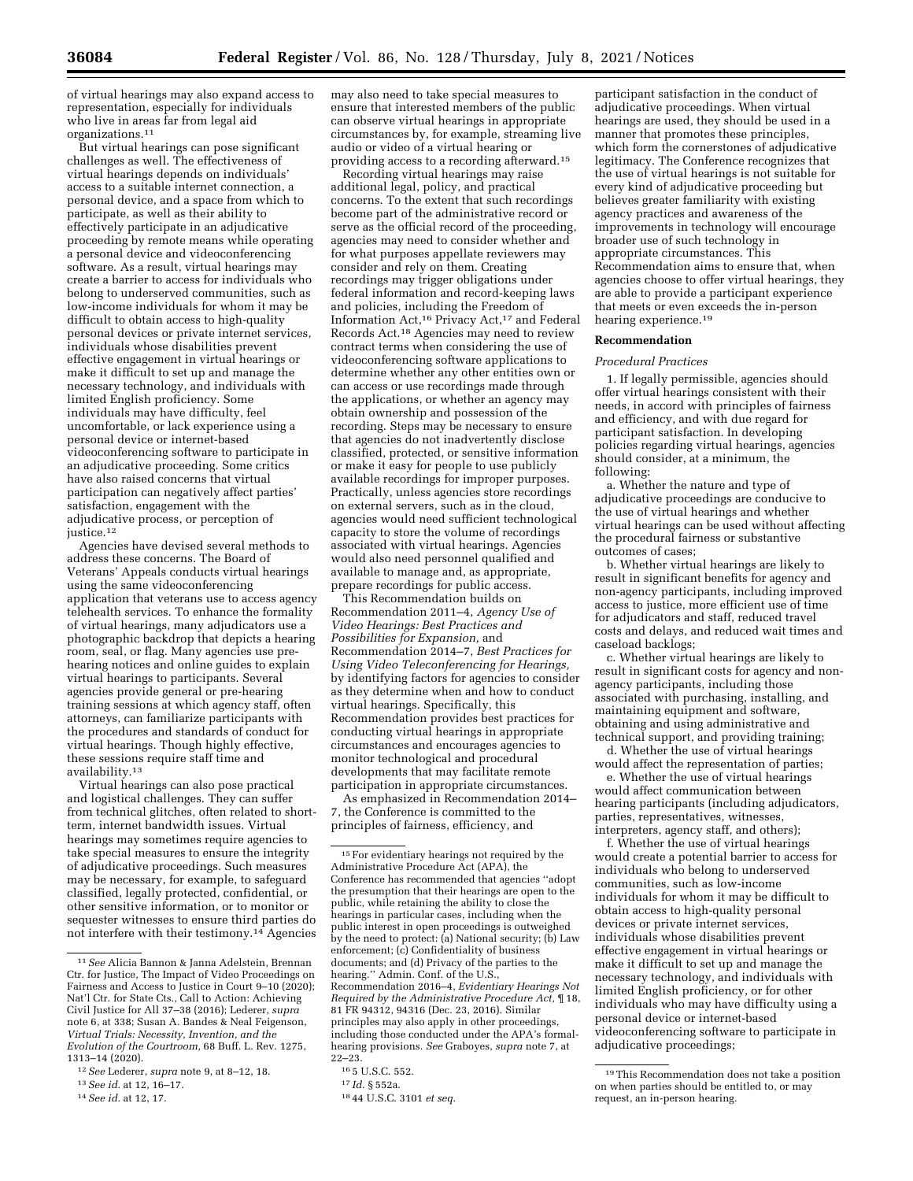of virtual hearings may also expand access to representation, especially for individuals who live in areas far from legal aid organizations.[11]

But virtual hearings can pose significant challenges as well. The effectiveness of virtual hearings depends on individuals' access to a suitable internet connection, a personal device, and a space from which to participate, as well as their ability to effectively participate in an adjudicative proceeding by remote means while operating a personal device and videoconferencing software. As a result, virtual hearings may create a barrier to access for individuals who belong to underserved communities, such as low-income individuals for whom it may be difficult to obtain access to high-quality personal devices or private internet services, individuals whose disabilities prevent effective engagement in virtual hearings or make it difficult to set up and manage the necessary technology, and individuals with limited English proficiency. Some individuals may have difficulty, feel uncomfortable, or lack experience using a personal device or internet-based videoconferencing software to participate in an adjudicative proceeding. Some critics have also raised concerns that virtual participation can negatively affect parties' satisfaction, engagement with the adjudicative process, or perception of justice.[12]

Agencies have devised several methods to address these concerns. The Board of Veterans' Appeals conducts virtual hearings using the same videoconferencing application that veterans use to access agency telehealth services. To enhance the formality of virtual hearings, many adjudicators use a photographic backdrop that depicts a hearing room, seal, or flag. Many agencies use pre-hearing notices and online guides to explain virtual hearings to participants. Several agencies provide general or pre-hearing training sessions at which agency staff, often attorneys, can familiarize participants with the procedures and standards of conduct for virtual hearings. Though highly effective, these sessions require staff time and availability.[13]

Virtual hearings can also pose practical and logistical challenges. They can suffer from technical glitches, often related to short-term, internet bandwidth issues. Virtual hearings may sometimes require agencies to take special measures to ensure the integrity of adjudicative proceedings. Such measures may be necessary, for example, to safeguard classified, legally protected, confidential, or other sensitive information, or to monitor or sequester witnesses to ensure third parties do not interfere with their testimony.[14] Agencies may also need to take special measures to ensure that interested members of the public can observe virtual hearings in appropriate circumstances by, for example, streaming live audio or video of a virtual hearing or providing access to a recording afterward.[15]

Recording virtual hearings may raise additional legal, policy, and practical concerns. To the extent that such recordings become part of the administrative record or serve as the official record of the proceeding, agencies may need to consider whether and for what purposes appellate reviewers may consider and rely on them. Creating recordings may trigger obligations under federal information and record-keeping laws and policies, including the Freedom of Information Act,[16] Privacy Act,[17] and Federal Records Act.[18] Agencies may need to review contract terms when considering the use of videoconferencing software applications to determine whether any other entities own or can access or use recordings made through the applications, or whether an agency may obtain ownership and possession of the recording. Steps may be necessary to ensure that agencies do not inadvertently disclose classified, protected, or sensitive information or make it easy for people to use publicly available recordings for improper purposes. Practically, unless agencies store recordings on external servers, such as in the cloud, agencies would need sufficient technological capacity to store the volume of recordings associated with virtual hearings. Agencies would also need personnel qualified and available to manage and, as appropriate, prepare recordings for public access.

This Recommendation builds on Recommendation 2011–4, *Agency Use of Video Hearings: Best Practices and Possibilities for Expansion,* and Recommendation 2014–7, *Best Practices for Using Video Teleconferencing for Hearings,* by identifying factors for agencies to consider as they determine when and how to conduct virtual hearings. Specifically, this Recommendation provides best practices for conducting virtual hearings in appropriate circumstances and encourages agencies to monitor technological and procedural developments that may facilitate remote participation in appropriate circumstances.

As emphasized in Recommendation 2014–7, the Conference is committed to the principles of fairness, efficiency, and participant satisfaction in the conduct of adjudicative proceedings. When virtual hearings are used, they should be used in a manner that promotes these principles, which form the cornerstones of adjudicative legitimacy. The Conference recognizes that the use of virtual hearings is not suitable for every kind of adjudicative proceeding but believes greater familiarity with existing agency practices and awareness of the improvements in technology will encourage broader use of such technology in appropriate circumstances. This Recommendation aims to ensure that, when agencies choose to offer virtual hearings, they are able to provide a participant experience that meets or even exceeds the in-person hearing experience.[19]

## Recommendation

### *Procedural Practices*

1. If legally permissible, agencies should offer virtual hearings consistent with their needs, in accord with principles of fairness and efficiency, and with due regard for participant satisfaction. In developing policies regarding virtual hearings, agencies should consider, at a minimum, the following:

a. Whether the nature and type of adjudicative proceedings are conducive to the use of virtual hearings and whether virtual hearings can be used without affecting the procedural fairness or substantive outcomes of cases;

b. Whether virtual hearings are likely to result in significant benefits for agency and non-agency participants, including improved access to justice, more efficient use of time for adjudicators and staff, reduced travel costs and delays, and reduced wait times and caseload backlogs;

c. Whether virtual hearings are likely to result in significant costs for agency and non-agency participants, including those associated with purchasing, installing, and maintaining equipment and software, obtaining and using administrative and technical support, and providing training;

d. Whether the use of virtual hearings would affect the representation of parties;

e. Whether the use of virtual hearings would affect communication between hearing participants (including adjudicators, parties, representatives, witnesses, interpreters, agency staff, and others);

f. Whether the use of virtual hearings would create a potential barrier to access for individuals who belong to underserved communities, such as low-income individuals for whom it may be difficult to obtain access to high-quality personal devices or private internet services, individuals whose disabilities prevent effective engagement in virtual hearings or make it difficult to set up and manage the necessary technology, and individuals with limited English proficiency, or for other individuals who may have difficulty using a personal device or internet-based videoconferencing software to participate in adjudicative proceedings;

---

[11] *See* Alicia Bannon & Janna Adelstein, Brennan Ctr. for Justice, The Impact of Video Proceedings on Fairness and Access to Justice in Court 9–10 (2020); Nat'l Ctr. for State Cts., Call to Action: Achieving Civil Justice for All 37–38 (2016); Lederer, *supra* note 6, at 338; Susan A. Bandes & Neal Feigenson, *Virtual Trials: Necessity, Invention, and the Evolution of the Courtroom,* 68 Buff. L. Rev. 1275, 1313–14 (2020).

[12] *See* Lederer, *supra* note 9, at 8–12, 18.

[13] *See id.* at 12, 16–17.

[14] *See id.* at 12, 17.

[15] For evidentiary hearings not required by the Administrative Procedure Act (APA), the Conference has recommended that agencies ''adopt the presumption that their hearings are open to the public, while retaining the ability to close the hearings in particular cases, including when the public interest in open proceedings is outweighed by the need to protect: (a) National security; (b) Law enforcement; (c) Confidentiality of business documents; and (d) Privacy of the parties to the hearing.'' Admin. Conf. of the U.S., Recommendation 2016–4, *Evidentiary Hearings Not Required by the Administrative Procedure Act,* ¶ 18, 81 FR 94312, 94316 (Dec. 23, 2016). Similar principles may also apply in other proceedings, including those conducted under the APA's formal-hearing provisions. *See* Graboyes, *supra* note 7, at 22–23.

[16] 5 U.S.C. 552.

[17] *Id.* § 552a.

[18] 44 U.S.C. 3101 *et seq.*

[19] This Recommendation does not take a position on when parties should be entitled to, or may request, an in-person hearing.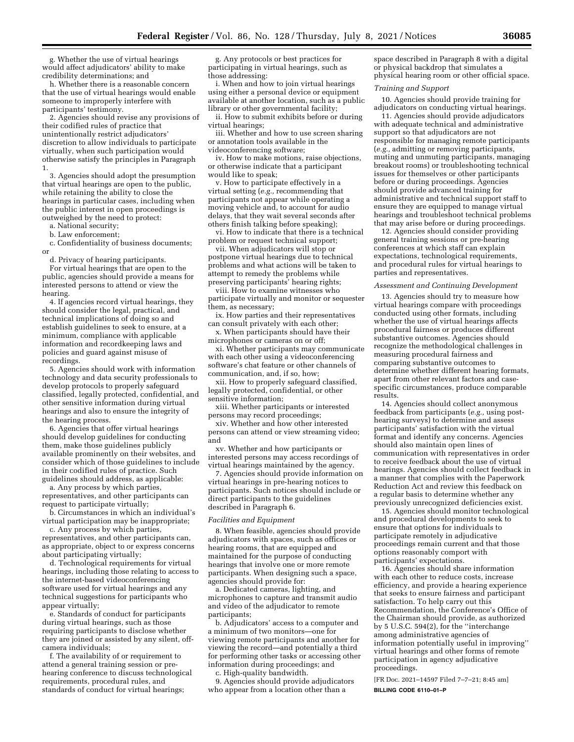g. Whether the use of virtual hearings would affect adjudicators' ability to make credibility determinations; and

h. Whether there is a reasonable concern that the use of virtual hearings would enable someone to improperly interfere with participants' testimony.

2. Agencies should revise any provisions of their codified rules of practice that unintentionally restrict adjudicators' discretion to allow individuals to participate virtually, when such participation would otherwise satisfy the principles in Paragraph 1.

3. Agencies should adopt the presumption that virtual hearings are open to the public, while retaining the ability to close the hearings in particular cases, including when the public interest in open proceedings is outweighed by the need to protect:

a. National security;

b. Law enforcement;

c. Confidentiality of business documents; or

d. Privacy of hearing participants.

For virtual hearings that are open to the public, agencies should provide a means for interested persons to attend or view the hearing.

4. If agencies record virtual hearings, they should consider the legal, practical, and technical implications of doing so and establish guidelines to seek to ensure, at a minimum, compliance with applicable information and recordkeeping laws and policies and guard against misuse of recordings.

5. Agencies should work with information technology and data security professionals to develop protocols to properly safeguard classified, legally protected, confidential, and other sensitive information during virtual hearings and also to ensure the integrity of the hearing process.

6. Agencies that offer virtual hearings should develop guidelines for conducting them, make those guidelines publicly available prominently on their websites, and consider which of those guidelines to include in their codified rules of practice. Such guidelines should address, as applicable:

a. Any process by which parties, representatives, and other participants can request to participate virtually;

b. Circumstances in which an individual's virtual participation may be inappropriate;

c. Any process by which parties, representatives, and other participants can, as appropriate, object to or express concerns about participating virtually;

d. Technological requirements for virtual hearings, including those relating to access to the internet-based videoconferencing software used for virtual hearings and any technical suggestions for participants who appear virtually;

e. Standards of conduct for participants during virtual hearings, such as those requiring participants to disclose whether they are joined or assisted by any silent, off-camera individuals;

f. The availability of or requirement to attend a general training session or pre-hearing conference to discuss technological requirements, procedural rules, and standards of conduct for virtual hearings;

g. Any protocols or best practices for participating in virtual hearings, such as those addressing:

i. When and how to join virtual hearings using either a personal device or equipment available at another location, such as a public library or other governmental facility;

ii. How to submit exhibits before or during virtual hearings;

iii. Whether and how to use screen sharing or annotation tools available in the videoconferencing software;

iv. How to make motions, raise objections, or otherwise indicate that a participant would like to speak;

v. How to participate effectively in a virtual setting (*e.g.,* recommending that participants not appear while operating a moving vehicle and, to account for audio delays, that they wait several seconds after others finish talking before speaking);

vi. How to indicate that there is a technical problem or request technical support;

vii. When adjudicators will stop or postpone virtual hearings due to technical problems and what actions will be taken to attempt to remedy the problems while preserving participants' hearing rights;

viii. How to examine witnesses who participate virtually and monitor or sequester them, as necessary;

ix. How parties and their representatives can consult privately with each other;

x. When participants should have their microphones or cameras on or off;

xi. Whether participants may communicate with each other using a videoconferencing software's chat feature or other channels of communication, and, if so, how;

xii. How to properly safeguard classified, legally protected, confidential, or other sensitive information;

xiii. Whether participants or interested persons may record proceedings;

xiv. Whether and how other interested persons can attend or view streaming video; and

xv. Whether and how participants or interested persons may access recordings of virtual hearings maintained by the agency.

7. Agencies should provide information on virtual hearings in pre-hearing notices to participants. Such notices should include or direct participants to the guidelines described in Paragraph 6.

*Facilities and Equipment*

8. When feasible, agencies should provide adjudicators with spaces, such as offices or hearing rooms, that are equipped and maintained for the purpose of conducting hearings that involve one or more remote participants. When designing such a space, agencies should provide for:

a. Dedicated cameras, lighting, and microphones to capture and transmit audio and video of the adjudicator to remote participants;

b. Adjudicators' access to a computer and a minimum of two monitors—one for viewing remote participants and another for viewing the record—and potentially a third for performing other tasks or accessing other information during proceedings; and

c. High-quality bandwidth.

9. Agencies should provide adjudicators who appear from a location other than a space described in Paragraph 8 with a digital or physical backdrop that simulates a physical hearing room or other official space.

*Training and Support*

10. Agencies should provide training for adjudicators on conducting virtual hearings.

11. Agencies should provide adjudicators with adequate technical and administrative support so that adjudicators are not responsible for managing remote participants (*e.g.,* admitting or removing participants, muting and unmuting participants, managing breakout rooms) or troubleshooting technical issues for themselves or other participants before or during proceedings. Agencies should provide advanced training for administrative and technical support staff to ensure they are equipped to manage virtual hearings and troubleshoot technical problems that may arise before or during proceedings.

12. Agencies should consider providing general training sessions or pre-hearing conferences at which staff can explain expectations, technological requirements, and procedural rules for virtual hearings to parties and representatives.

*Assessment and Continuing Development*

13. Agencies should try to measure how virtual hearings compare with proceedings conducted using other formats, including whether the use of virtual hearings affects procedural fairness or produces different substantive outcomes. Agencies should recognize the methodological challenges in measuring procedural fairness and comparing substantive outcomes to determine whether different hearing formats, apart from other relevant factors and case-specific circumstances, produce comparable results.

14. Agencies should collect anonymous feedback from participants (*e.g.,* using post-hearing surveys) to determine and assess participants' satisfaction with the virtual format and identify any concerns. Agencies should also maintain open lines of communication with representatives in order to receive feedback about the use of virtual hearings. Agencies should collect feedback in a manner that complies with the Paperwork Reduction Act and review this feedback on a regular basis to determine whether any previously unrecognized deficiencies exist.

15. Agencies should monitor technological and procedural developments to seek to ensure that options for individuals to participate remotely in adjudicative proceedings remain current and that those options reasonably comport with participants' expectations.

16. Agencies should share information with each other to reduce costs, increase efficiency, and provide a hearing experience that seeks to ensure fairness and participant satisfaction. To help carry out this Recommendation, the Conference's Office of the Chairman should provide, as authorized by 5 U.S.C. 594(2), for the ''interchange among administrative agencies of information potentially useful in improving'' virtual hearings and other forms of remote participation in agency adjudicative proceedings.

[FR Doc. 2021–14597 Filed 7–7–21; 8:45 am]

**BILLING CODE 6110–01–P**